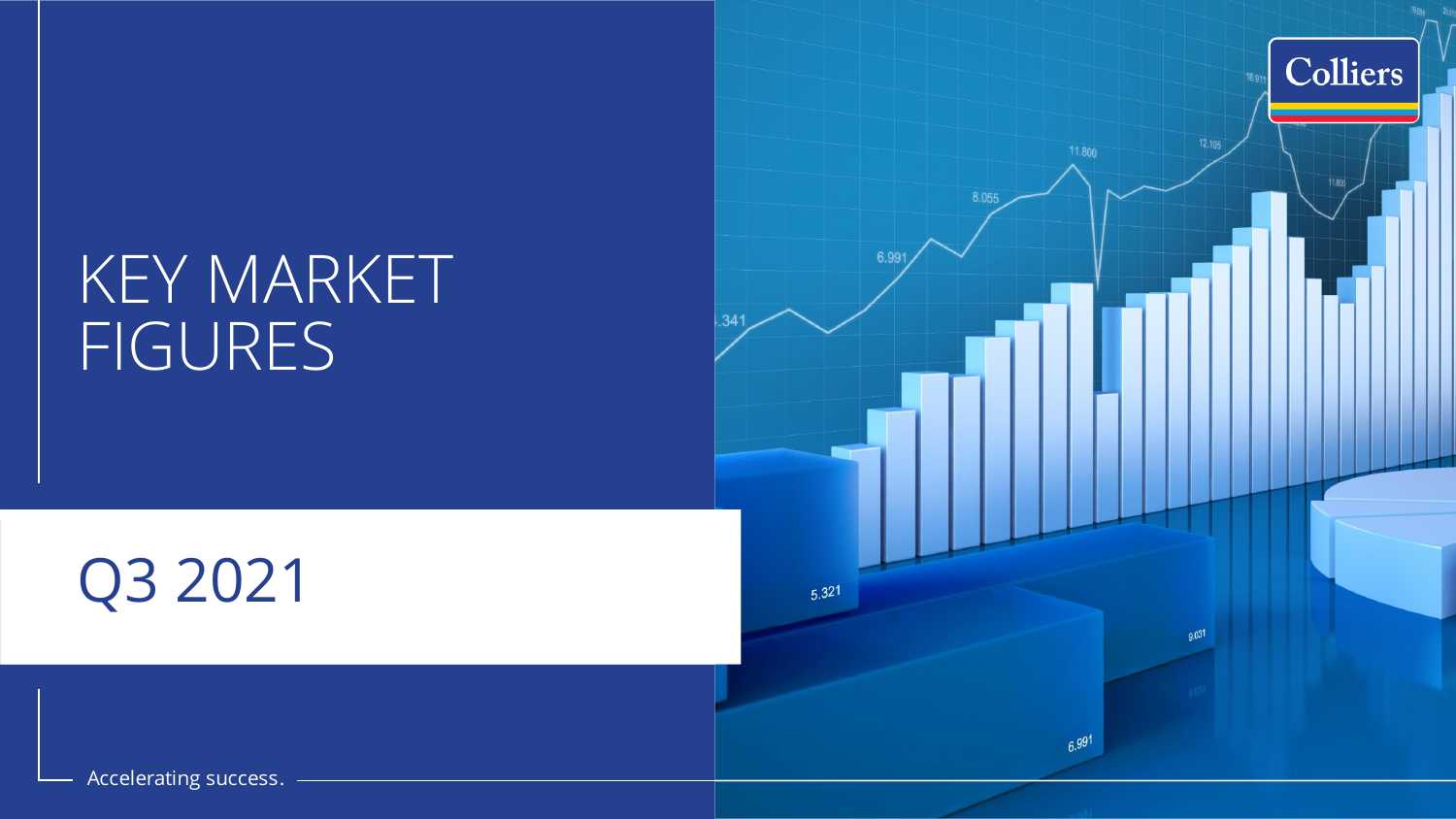# KEY MARKET FIGURES

## Q3 2021

Accelerating success.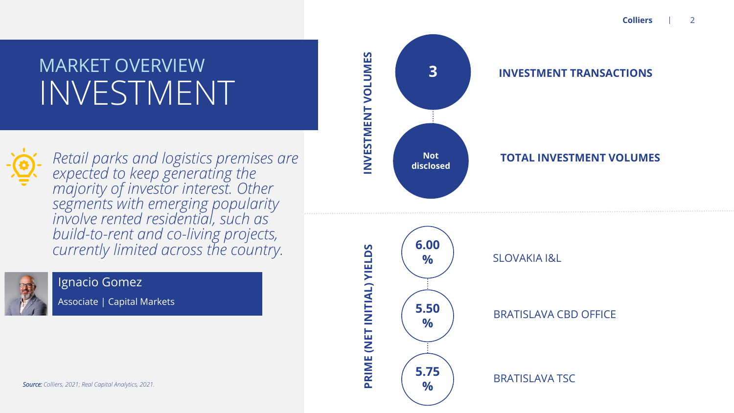# MARKET OVERVIEW
# INVESTMENT

*Retail parks and logistics premises are expected to keep generating the majority of investor interest. Other segments with emerging popularity involve rented residential, such as build-to-rent and co-living projects, currently limited across the country.*

**Ignacio Gomez**
Associate | Capital Markets

## INVESTMENT VOLUMES

| | |
|---|---|
| **3** | **INVESTMENT TRANSACTIONS** |
| **Not disclosed** | **TOTAL INVESTMENT VOLUMES** |

## PRIME (NET INITIAL) YIELDS

| | |
|---|---|
| **6.00 %** | SLOVAKIA I&L |
| **5.50 %** | BRATISLAVA CBD OFFICE |
| **5.75 %** | BRATISLAVA TSC |

*Source: Colliers, 2021; Real Capital Analytics, 2021.*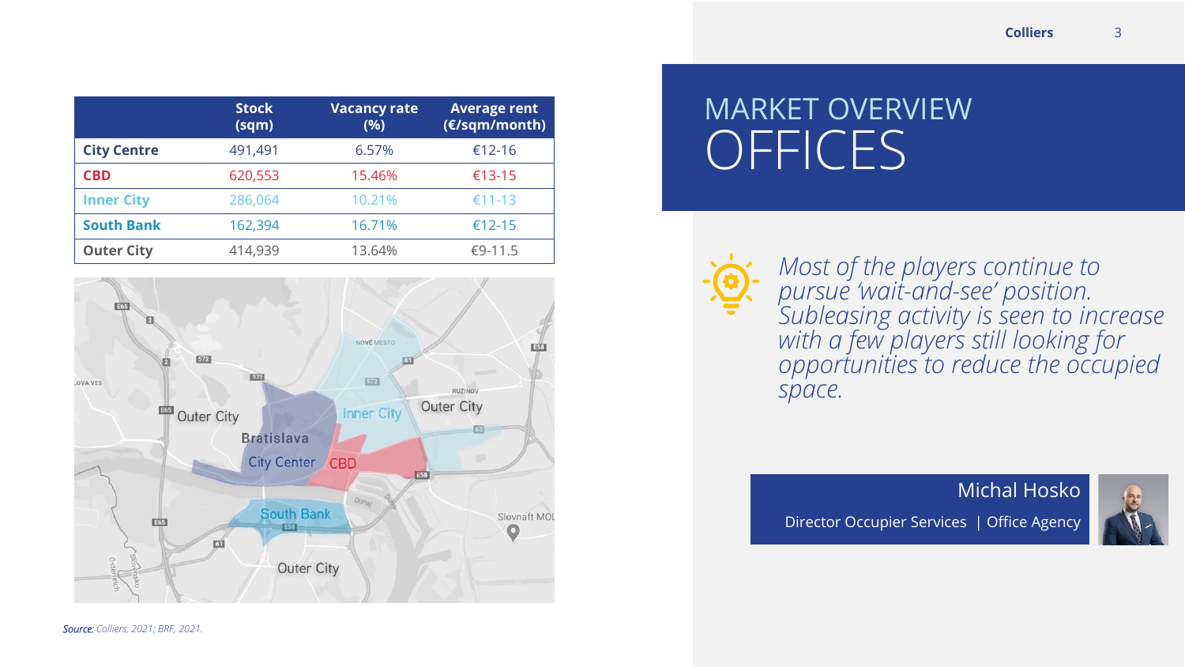# MARKET OVERVIEW
# OFFICES

| | Stock (sqm) | Vacancy rate (%) | Average rent (€/sqm/month) |
|---|---|---|---|
| **City Centre** | 491,491 | 6.57% | €12-16 |
| **CBD** | 620,553 | 15.46% | €13-15 |
| **Inner City** | 286,064 | 10.21% | €11-13 |
| **South Bank** | 162,394 | 16.71% | €12-15 |
| **Outer City** | 414,939 | 13.64% | €9-11.5 |

*Most of the players continue to pursue 'wait-and-see' position. Subleasing activity is seen to increase with a few players still looking for opportunities to reduce the occupied space.*

Michal Hosko

Director Occupier Services | Office Agency

***Source:*** *Colliers, 2021; BRF, 2021.*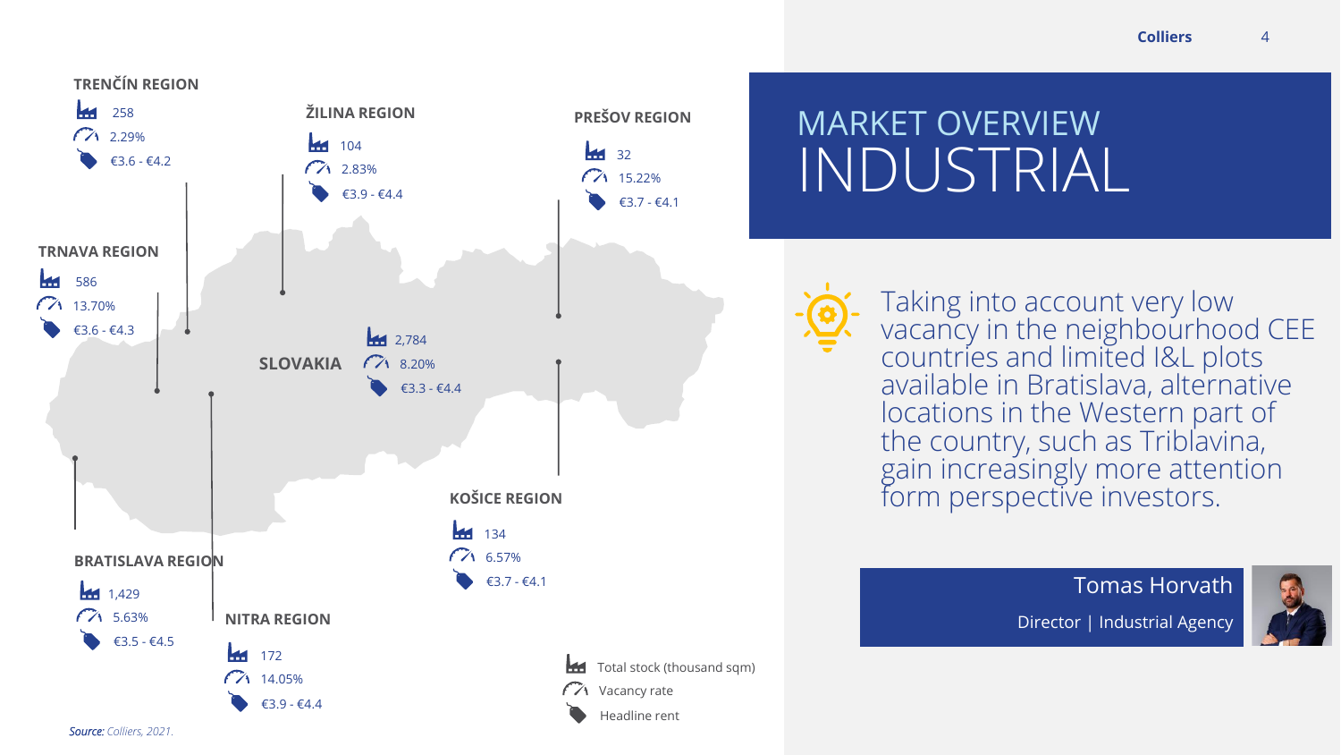# MARKET OVERVIEW
# INDUSTRIAL

| Region | Total stock (thousand sqm) | Vacancy rate | Headline rent |
| --- | --- | --- | --- |
| TRENČÍN REGION | 258 | 2.29% | €3.6 - €4.2 |
| ŽILINA REGION | 104 | 2.83% | €3.9 - €4.4 |
| PREŠOV REGION | 32 | 15.22% | €3.7 - €4.1 |
| TRNAVA REGION | 586 | 13.70% | €3.6 - €4.3 |
| SLOVAKIA | 2,784 | 8.20% | €3.3 - €4.4 |
| KOŠICE REGION | 134 | 6.57% | €3.7 - €4.1 |
| BRATISLAVA REGION | 1,429 | 5.63% | €3.5 - €4.5 |
| NITRA REGION | 172 | 14.05% | €3.9 - €4.4 |

*Source: Colliers, 2021.*

Taking into account very low vacancy in the neighbourhood CEE countries and limited I&L plots available in Bratislava, alternative locations in the Western part of the country, such as Triblavina, gain increasingly more attention form perspective investors.

**Tomas Horvath**
Director | Industrial Agency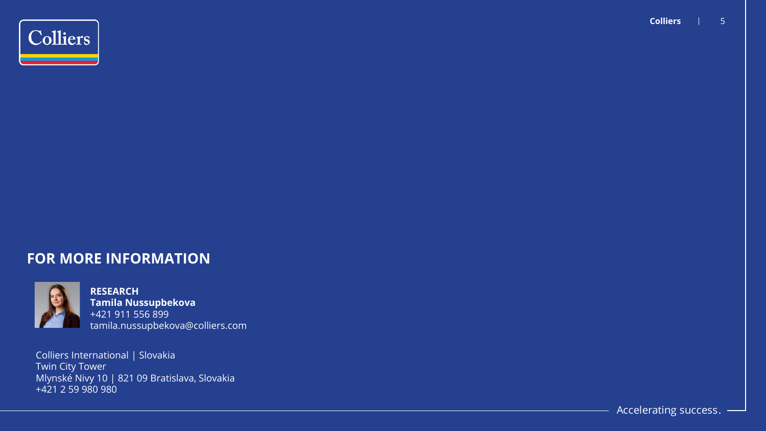## FOR MORE INFORMATION

**RESEARCH**
**Tamila Nussupbekova**
+421 911 556 899
tamila.nussupbekova@colliers.com

Colliers International | Slovakia
Twin City Tower
Mlynské Nivy 10 | 821 09 Bratislava, Slovakia
+421 2 59 980 980

Accelerating success.